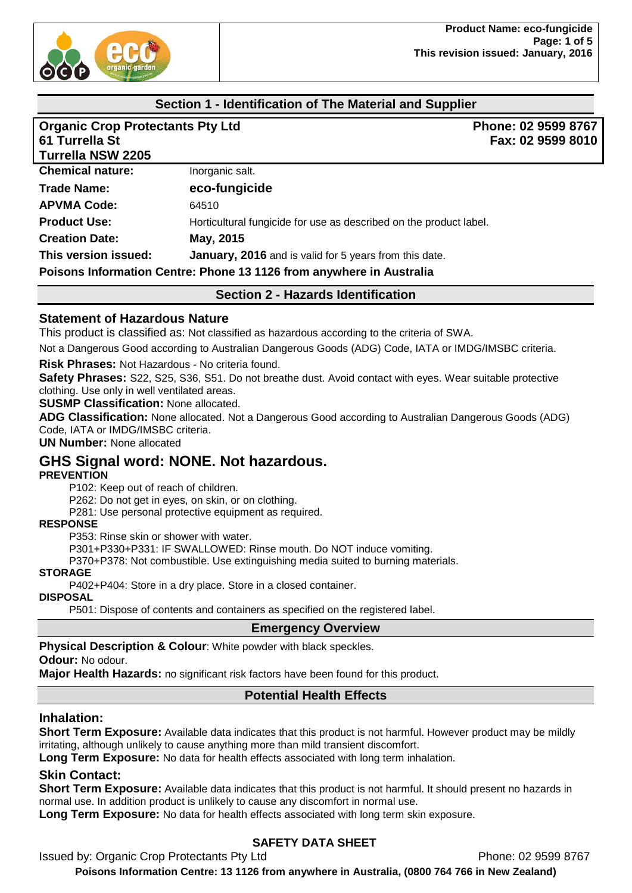## Section 1 - Identification of The Material and Supplier

| **Organic Crop Protectants Pty Ltd**<br>**61 Turrella St**<br>**Turrella NSW 2205** | **Phone: 02 9599 8767**<br>**Fax: 02 9599 8010** |
|---|---|

| | |
|---|---|
| **Chemical nature:** | Inorganic salt. |
| **Trade Name:** | **eco-fungicide** |
| **APVMA Code:** | 64510 |
| **Product Use:** | Horticultural fungicide for use as described on the product label. |
| **Creation Date:** | **May, 2015** |
| **This version issued:** | **January, 2016** and is valid for 5 years from this date. |

**Poisons Information Centre: Phone 13 1126 from anywhere in Australia**

## Section 2 - Hazards Identification

### Statement of Hazardous Nature

This product is classified as: Not classified as hazardous according to the criteria of SWA.

Not a Dangerous Good according to Australian Dangerous Goods (ADG) Code, IATA or IMDG/IMSBC criteria.

**Risk Phrases:** Not Hazardous - No criteria found.

**Safety Phrases:** S22, S25, S36, S51. Do not breathe dust. Avoid contact with eyes. Wear suitable protective clothing. Use only in well ventilated areas.

**SUSMP Classification:** None allocated.

**ADG Classification:** None allocated. Not a Dangerous Good according to Australian Dangerous Goods (ADG) Code, IATA or IMDG/IMSBC criteria.

**UN Number:** None allocated

### GHS Signal word: NONE. Not hazardous.

**PREVENTION**

P102: Keep out of reach of children.
P262: Do not get in eyes, on skin, or on clothing.
P281: Use personal protective equipment as required.

**RESPONSE**

P353: Rinse skin or shower with water.
P301+P330+P331: IF SWALLOWED: Rinse mouth. Do NOT induce vomiting.
P370+P378: Not combustible. Use extinguishing media suited to burning materials.

**STORAGE**

P402+P404: Store in a dry place. Store in a closed container.

**DISPOSAL**

P501: Dispose of contents and containers as specified on the registered label.

## Emergency Overview

**Physical Description & Colour**: White powder with black speckles.

**Odour:** No odour.

**Major Health Hazards:** no significant risk factors have been found for this product.

## Potential Health Effects

### Inhalation:

**Short Term Exposure:** Available data indicates that this product is not harmful. However product may be mildly irritating, although unlikely to cause anything more than mild transient discomfort.

**Long Term Exposure:** No data for health effects associated with long term inhalation.

### Skin Contact:

**Short Term Exposure:** Available data indicates that this product is not harmful. It should present no hazards in normal use. In addition product is unlikely to cause any discomfort in normal use.

**Long Term Exposure:** No data for health effects associated with long term skin exposure.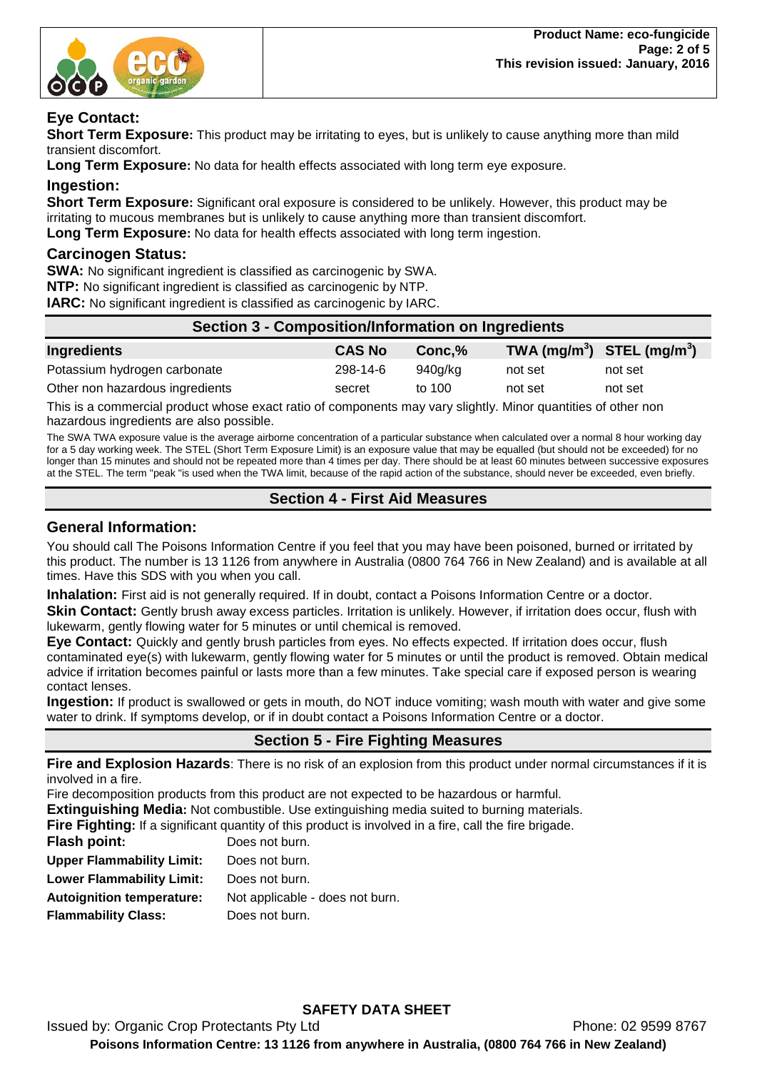### Eye Contact:

**Short Term Exposure:** This product may be irritating to eyes, but is unlikely to cause anything more than mild transient discomfort.

**Long Term Exposure:** No data for health effects associated with long term eye exposure.

### Ingestion:

**Short Term Exposure:** Significant oral exposure is considered to be unlikely. However, this product may be irritating to mucous membranes but is unlikely to cause anything more than transient discomfort.

**Long Term Exposure:** No data for health effects associated with long term ingestion.

### Carcinogen Status:

**SWA:** No significant ingredient is classified as carcinogenic by SWA.

**NTP:** No significant ingredient is classified as carcinogenic by NTP.

**IARC:** No significant ingredient is classified as carcinogenic by IARC.

## Section 3 - Composition/Information on Ingredients

| Ingredients | CAS No | Conc,% | TWA ($mg/m^3$) | STEL ($mg/m^3$) |
|---|---|---|---|---|
| Potassium hydrogen carbonate | 298-14-6 | 940g/kg | not set | not set |
| Other non hazardous ingredients | secret | to 100 | not set | not set |

This is a commercial product whose exact ratio of components may vary slightly. Minor quantities of other non hazardous ingredients are also possible.

The SWA TWA exposure value is the average airborne concentration of a particular substance when calculated over a normal 8 hour working day for a 5 day working week. The STEL (Short Term Exposure Limit) is an exposure value that may be equalled (but should not be exceeded) for no longer than 15 minutes and should not be repeated more than 4 times per day. There should be at least 60 minutes between successive exposures at the STEL. The term "peak "is used when the TWA limit, because of the rapid action of the substance, should never be exceeded, even briefly.

## Section 4 - First Aid Measures

### General Information:

You should call The Poisons Information Centre if you feel that you may have been poisoned, burned or irritated by this product. The number is 13 1126 from anywhere in Australia (0800 764 766 in New Zealand) and is available at all times. Have this SDS with you when you call.

**Inhalation:** First aid is not generally required. If in doubt, contact a Poisons Information Centre or a doctor.

**Skin Contact:** Gently brush away excess particles. Irritation is unlikely. However, if irritation does occur, flush with lukewarm, gently flowing water for 5 minutes or until chemical is removed.

**Eye Contact:** Quickly and gently brush particles from eyes. No effects expected. If irritation does occur, flush contaminated eye(s) with lukewarm, gently flowing water for 5 minutes or until the product is removed. Obtain medical advice if irritation becomes painful or lasts more than a few minutes. Take special care if exposed person is wearing contact lenses.

**Ingestion:** If product is swallowed or gets in mouth, do NOT induce vomiting; wash mouth with water and give some water to drink. If symptoms develop, or if in doubt contact a Poisons Information Centre or a doctor.

## Section 5 - Fire Fighting Measures

**Fire and Explosion Hazards**: There is no risk of an explosion from this product under normal circumstances if it is involved in a fire.

Fire decomposition products from this product are not expected to be hazardous or harmful.

**Extinguishing Media:** Not combustible. Use extinguishing media suited to burning materials.

**Fire Fighting:** If a significant quantity of this product is involved in a fire, call the fire brigade.

**Flash point:** Does not burn.

**Upper Flammability Limit:** Does not burn.

**Lower Flammability Limit:** Does not burn.

**Autoignition temperature:** Not applicable - does not burn.

**Flammability Class:** Does not burn.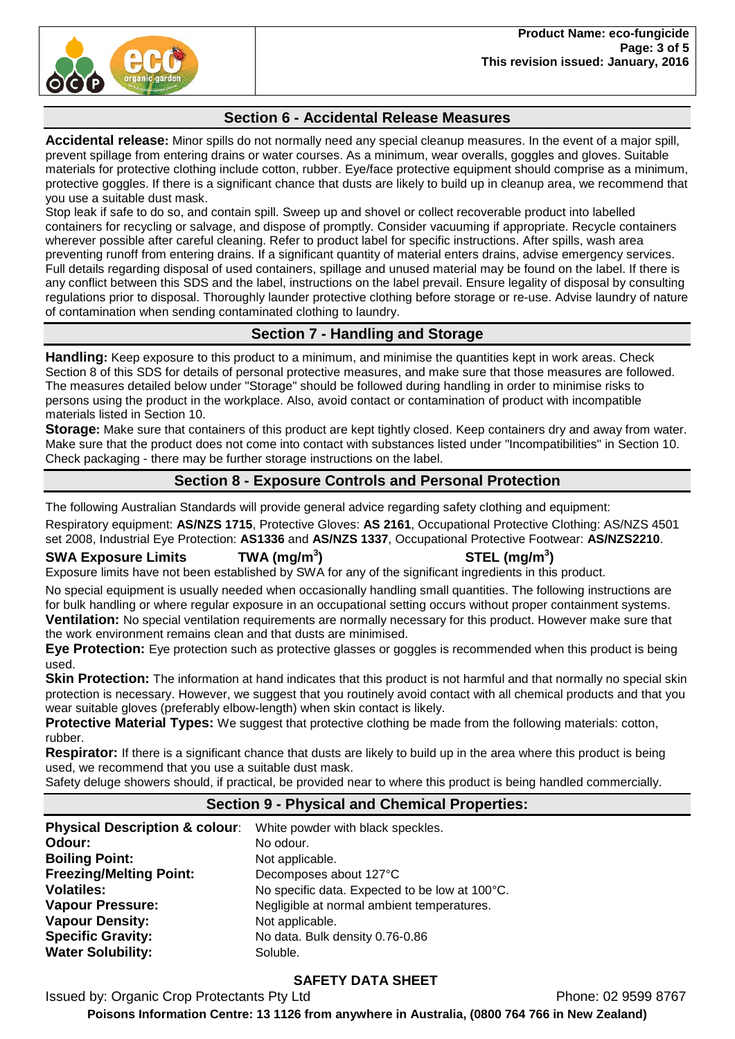## Section 6 - Accidental Release Measures

**Accidental release:** Minor spills do not normally need any special cleanup measures. In the event of a major spill, prevent spillage from entering drains or water courses. As a minimum, wear overalls, goggles and gloves. Suitable materials for protective clothing include cotton, rubber. Eye/face protective equipment should comprise as a minimum, protective goggles. If there is a significant chance that dusts are likely to build up in cleanup area, we recommend that you use a suitable dust mask.
Stop leak if safe to do so, and contain spill. Sweep up and shovel or collect recoverable product into labelled containers for recycling or salvage, and dispose of promptly. Consider vacuuming if appropriate. Recycle containers wherever possible after careful cleaning. Refer to product label for specific instructions. After spills, wash area preventing runoff from entering drains. If a significant quantity of material enters drains, advise emergency services. Full details regarding disposal of used containers, spillage and unused material may be found on the label. If there is any conflict between this SDS and the label, instructions on the label prevail. Ensure legality of disposal by consulting regulations prior to disposal. Thoroughly launder protective clothing before storage or re-use. Advise laundry of nature of contamination when sending contaminated clothing to laundry.

## Section 7 - Handling and Storage

**Handling:** Keep exposure to this product to a minimum, and minimise the quantities kept in work areas. Check Section 8 of this SDS for details of personal protective measures, and make sure that those measures are followed. The measures detailed below under "Storage" should be followed during handling in order to minimise risks to persons using the product in the workplace. Also, avoid contact or contamination of product with incompatible materials listed in Section 10.
**Storage:** Make sure that containers of this product are kept tightly closed. Keep containers dry and away from water. Make sure that the product does not come into contact with substances listed under "Incompatibilities" in Section 10. Check packaging - there may be further storage instructions on the label.

## Section 8 - Exposure Controls and Personal Protection

The following Australian Standards will provide general advice regarding safety clothing and equipment:
Respiratory equipment: **AS/NZS 1715**, Protective Gloves: **AS 2161**, Occupational Protective Clothing: AS/NZS 4501 set 2008, Industrial Eye Protection: **AS1336** and **AS/NZS 1337**, Occupational Protective Footwear: **AS/NZS2210**.

| SWA Exposure Limits | TWA ($mg/m^3$) | STEL ($mg/m^3$) |
|---|---|---|

Exposure limits have not been established by SWA for any of the significant ingredients in this product.

No special equipment is usually needed when occasionally handling small quantities. The following instructions are for bulk handling or where regular exposure in an occupational setting occurs without proper containment systems.
**Ventilation:** No special ventilation requirements are normally necessary for this product. However make sure that the work environment remains clean and that dusts are minimised.
**Eye Protection:** Eye protection such as protective glasses or goggles is recommended when this product is being used.
**Skin Protection:** The information at hand indicates that this product is not harmful and that normally no special skin protection is necessary. However, we suggest that you routinely avoid contact with all chemical products and that you wear suitable gloves (preferably elbow-length) when skin contact is likely.
**Protective Material Types:** We suggest that protective clothing be made from the following materials: cotton, rubber.
**Respirator:** If there is a significant chance that dusts are likely to build up in the area where this product is being used, we recommend that you use a suitable dust mask.
Safety deluge showers should, if practical, be provided near to where this product is being handled commercially.

## Section 9 - Physical and Chemical Properties:

| | |
|---|---|
| **Physical Description & colour**: | White powder with black speckles. |
| **Odour:** | No odour. |
| **Boiling Point:** | Not applicable. |
| **Freezing/Melting Point:** | Decomposes about 127°C |
| **Volatiles:** | No specific data. Expected to be low at 100°C. |
| **Vapour Pressure:** | Negligible at normal ambient temperatures. |
| **Vapour Density:** | Not applicable. |
| **Specific Gravity:** | No data. Bulk density 0.76-0.86 |
| **Water Solubility:** | Soluble. |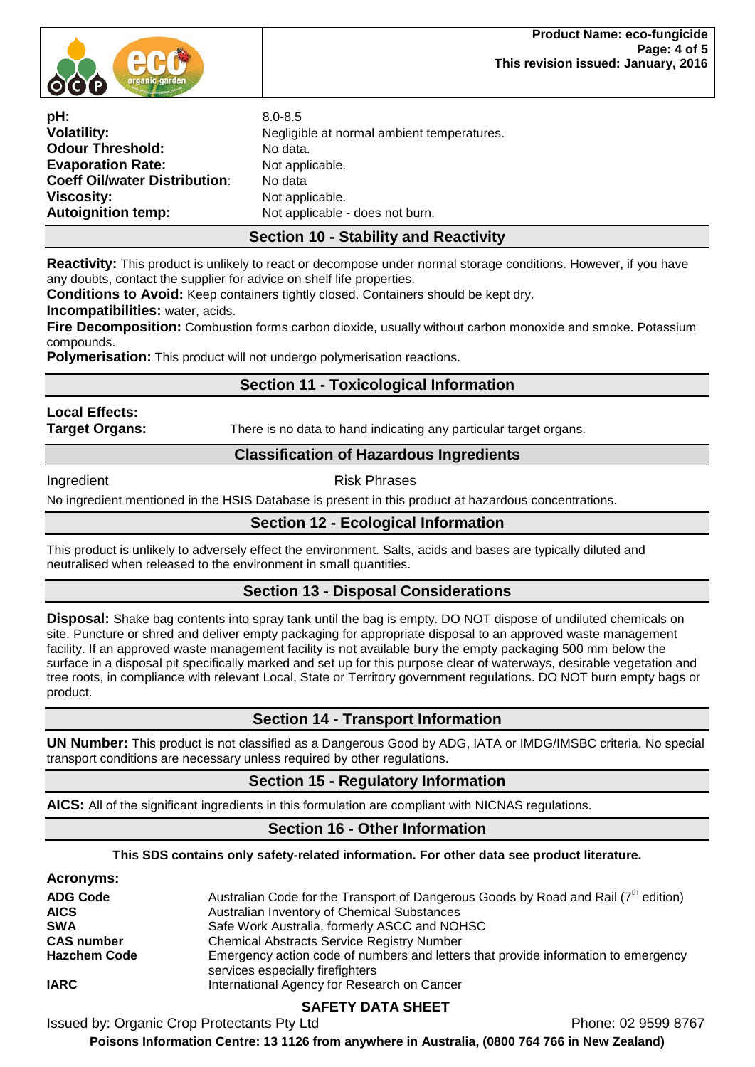| | |
|---|---|
| **pH:** | 8.0-8.5 |
| **Volatility:** | Negligible at normal ambient temperatures. |
| **Odour Threshold:** | No data. |
| **Evaporation Rate:** | Not applicable. |
| **Coeff Oil/water Distribution**: | No data |
| **Viscosity:** | Not applicable. |
| **Autoignition temp:** | Not applicable - does not burn. |

## Section 10 - Stability and Reactivity

**Reactivity:** This product is unlikely to react or decompose under normal storage conditions. However, if you have any doubts, contact the supplier for advice on shelf life properties.
**Conditions to Avoid:** Keep containers tightly closed. Containers should be kept dry.
**Incompatibilities:** water, acids.
**Fire Decomposition:** Combustion forms carbon dioxide, usually without carbon monoxide and smoke. Potassium compounds.
**Polymerisation:** This product will not undergo polymerisation reactions.

## Section 11 - Toxicological Information

**Local Effects:**
**Target Organs:** There is no data to hand indicating any particular target organs.

## Classification of Hazardous Ingredients

| Ingredient | Risk Phrases |
|---|---|

No ingredient mentioned in the HSIS Database is present in this product at hazardous concentrations.

## Section 12 - Ecological Information

This product is unlikely to adversely effect the environment. Salts, acids and bases are typically diluted and neutralised when released to the environment in small quantities.

## Section 13 - Disposal Considerations

**Disposal:** Shake bag contents into spray tank until the bag is empty. DO NOT dispose of undiluted chemicals on site. Puncture or shred and deliver empty packaging for appropriate disposal to an approved waste management facility. If an approved waste management facility is not available bury the empty packaging 500 mm below the surface in a disposal pit specifically marked and set up for this purpose clear of waterways, desirable vegetation and tree roots, in compliance with relevant Local, State or Territory government regulations. DO NOT burn empty bags or product.

## Section 14 - Transport Information

**UN Number:** This product is not classified as a Dangerous Good by ADG, IATA or IMDG/IMSBC criteria. No special transport conditions are necessary unless required by other regulations.

## Section 15 - Regulatory Information

**AICS:** All of the significant ingredients in this formulation are compliant with NICNAS regulations.

## Section 16 - Other Information

**This SDS contains only safety-related information. For other data see product literature.**

**Acronyms:**

| | |
|---|---|
| **ADG Code** | Australian Code for the Transport of Dangerous Goods by Road and Rail (7th edition) |
| **AICS** | Australian Inventory of Chemical Substances |
| **SWA** | Safe Work Australia, formerly ASCC and NOHSC |
| **CAS number** | Chemical Abstracts Service Registry Number |
| **Hazchem Code** | Emergency action code of numbers and letters that provide information to emergency services especially firefighters |
| **IARC** | International Agency for Research on Cancer |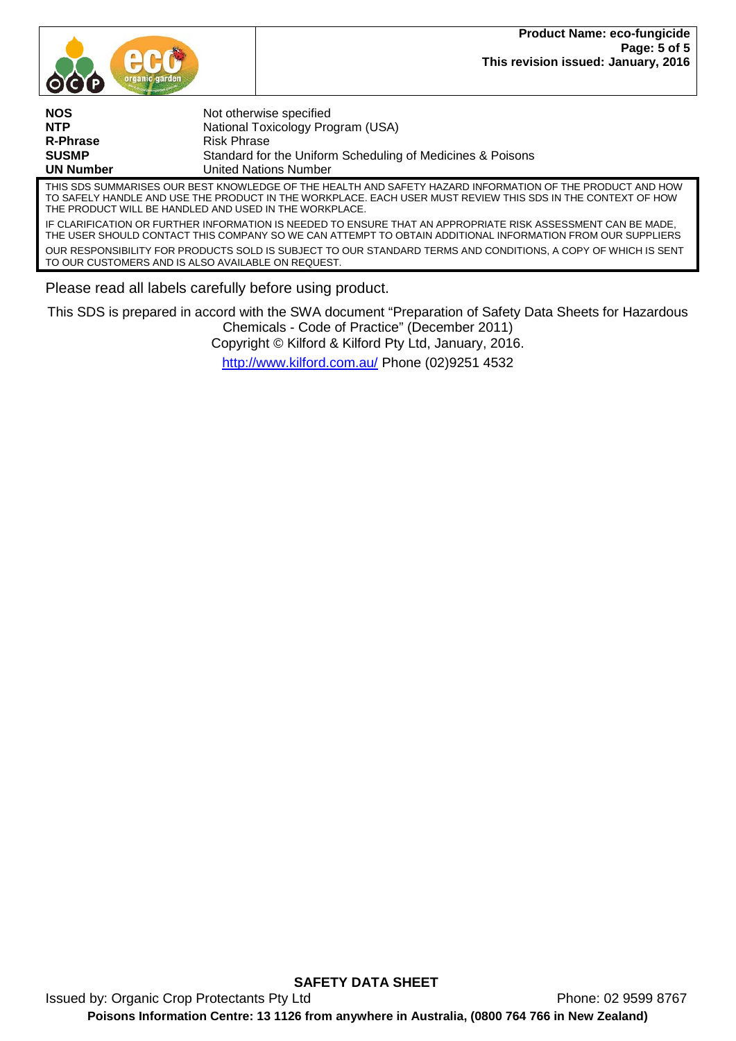| | |
|---|---|
| **NOS** | Not otherwise specified |
| **NTP** | National Toxicology Program (USA) |
| **R-Phrase** | Risk Phrase |
| **SUSMP** | Standard for the Uniform Scheduling of Medicines & Poisons |
| **UN Number** | United Nations Number |

THIS SDS SUMMARISES OUR BEST KNOWLEDGE OF THE HEALTH AND SAFETY HAZARD INFORMATION OF THE PRODUCT AND HOW TO SAFELY HANDLE AND USE THE PRODUCT IN THE WORKPLACE. EACH USER MUST REVIEW THIS SDS IN THE CONTEXT OF HOW THE PRODUCT WILL BE HANDLED AND USED IN THE WORKPLACE.

IF CLARIFICATION OR FURTHER INFORMATION IS NEEDED TO ENSURE THAT AN APPROPRIATE RISK ASSESSMENT CAN BE MADE, THE USER SHOULD CONTACT THIS COMPANY SO WE CAN ATTEMPT TO OBTAIN ADDITIONAL INFORMATION FROM OUR SUPPLIERS

OUR RESPONSIBILITY FOR PRODUCTS SOLD IS SUBJECT TO OUR STANDARD TERMS AND CONDITIONS, A COPY OF WHICH IS SENT TO OUR CUSTOMERS AND IS ALSO AVAILABLE ON REQUEST.

Please read all labels carefully before using product.

This SDS is prepared in accord with the SWA document "Preparation of Safety Data Sheets for Hazardous Chemicals - Code of Practice" (December 2011)

Copyright © Kilford & Kilford Pty Ltd, January, 2016.

http://www.kilford.com.au/ Phone (02)9251 4532